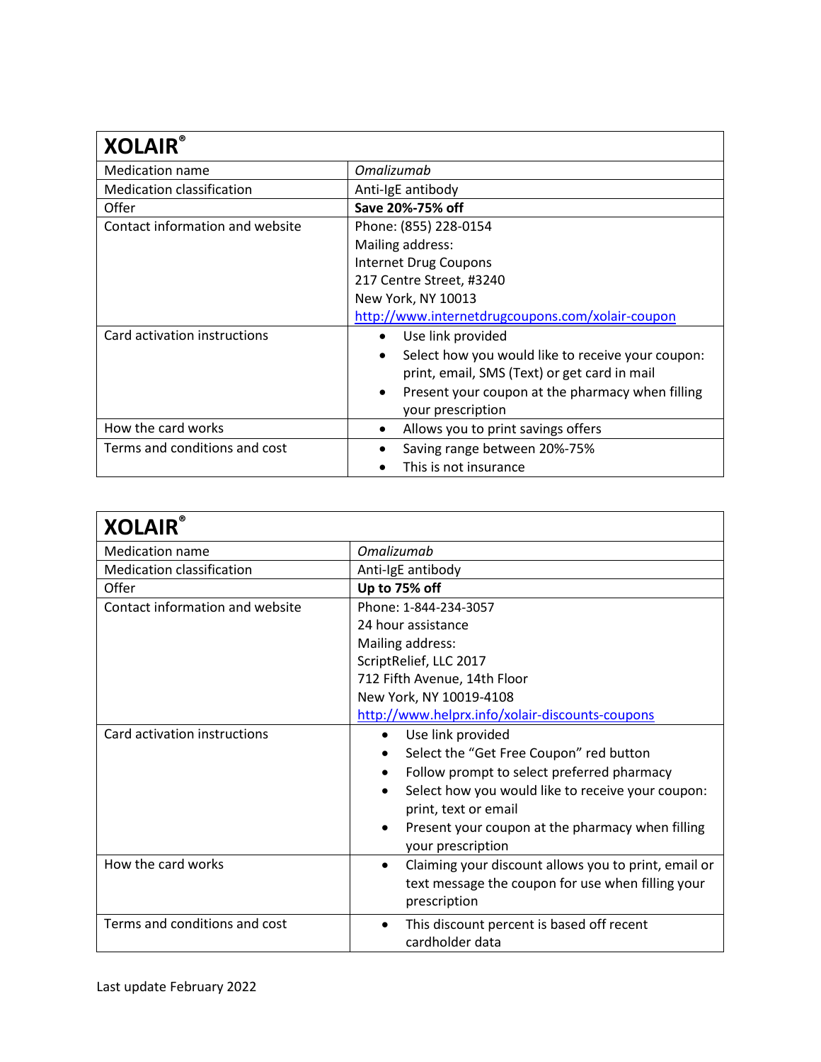| XOLAIR® | |
|---|---|
| Medication name | *Omalizumab* |
| Medication classification | Anti-IgE antibody |
| Offer | **Save 20%-75% off** |
| Contact information and website | Phone: (855) 228-0154<br>Mailing address:<br>Internet Drug Coupons<br>217 Centre Street, #3240<br>New York, NY 10013<br>http://www.internetdrugcoupons.com/xolair-coupon |
| Card activation instructions | • Use link provided<br>• Select how you would like to receive your coupon: print, email, SMS (Text) or get card in mail<br>• Present your coupon at the pharmacy when filling your prescription |
| How the card works | • Allows you to print savings offers |
| Terms and conditions and cost | • Saving range between 20%-75%<br>• This is not insurance |

| XOLAIR® | |
|---|---|
| Medication name | *Omalizumab* |
| Medication classification | Anti-IgE antibody |
| Offer | **Up to 75% off** |
| Contact information and website | Phone: 1-844-234-3057<br>24 hour assistance<br>Mailing address:<br>ScriptRelief, LLC 2017<br>712 Fifth Avenue, 14th Floor<br>New York, NY 10019-4108<br>http://www.helprx.info/xolair-discounts-coupons |
| Card activation instructions | • Use link provided<br>• Select the "Get Free Coupon" red button<br>• Follow prompt to select preferred pharmacy<br>• Select how you would like to receive your coupon: print, text or email<br>• Present your coupon at the pharmacy when filling your prescription |
| How the card works | • Claiming your discount allows you to print, email or text message the coupon for use when filling your prescription |
| Terms and conditions and cost | • This discount percent is based off recent cardholder data |

Last update February 2022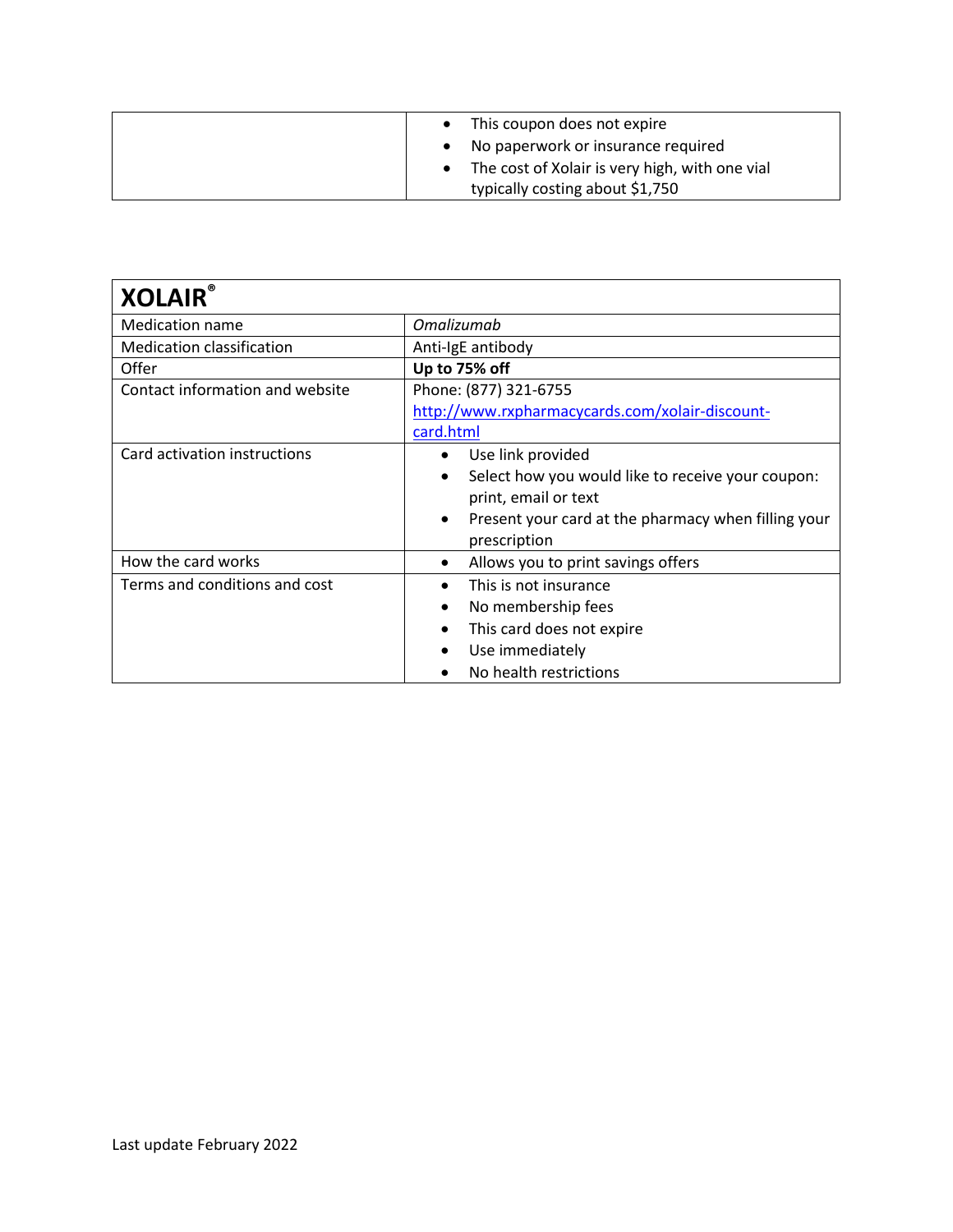| | |
|---|---|
| | • This coupon does not expire<br>• No paperwork or insurance required<br>• The cost of Xolair is very high, with one vial typically costing about $1,750 |

| XOLAIR® | |
|---|---|
| Medication name | *Omalizumab* |
| Medication classification | Anti-IgE antibody |
| Offer | **Up to 75% off** |
| Contact information and website | Phone: (877) 321-6755<br>[http://www.rxpharmacycards.com/xolair-discount-card.html](http://www.rxpharmacycards.com/xolair-discount-card.html) |
| Card activation instructions | • Use link provided<br>• Select how you would like to receive your coupon: print, email or text<br>• Present your card at the pharmacy when filling your prescription |
| How the card works | • Allows you to print savings offers |
| Terms and conditions and cost | • This is not insurance<br>• No membership fees<br>• This card does not expire<br>• Use immediately<br>• No health restrictions |

Last update February 2022